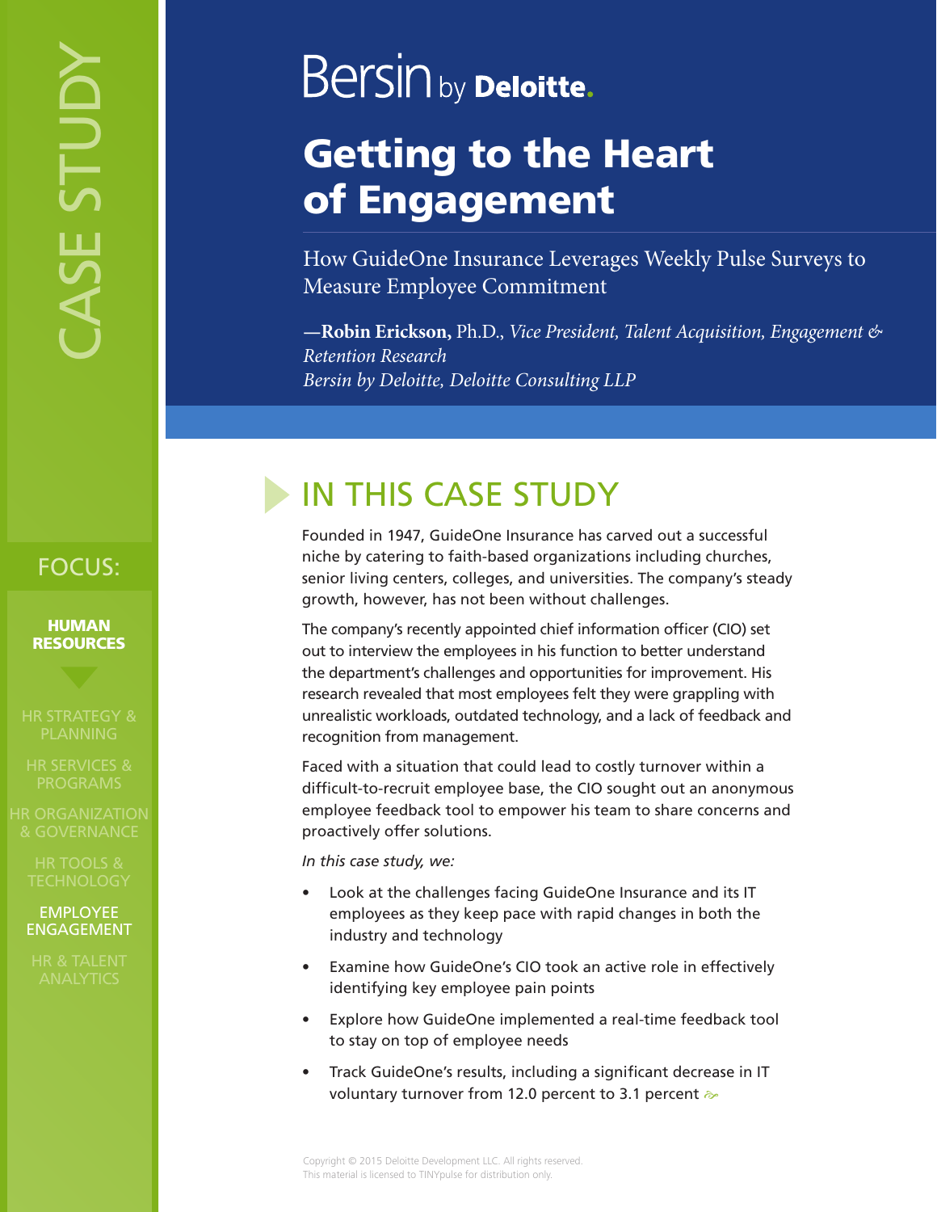CASE STUDY

Bersin by Deloitte.

# Getting to the Heart of Engagement

How GuideOne Insurance Leverages Weekly Pulse Surveys to Measure Employee Commitment

—**Robin Erickson,** Ph.D., *Vice President, Talent Acquisition, Engagement & Retention Research*
*Bersin by Deloitte, Deloitte Consulting LLP*

FOCUS:

**HUMAN RESOURCES**

HR STRATEGY & PLANNING

HR SERVICES & PROGRAMS

HR ORGANIZATION & GOVERNANCE

HR TOOLS & TECHNOLOGY

EMPLOYEE ENGAGEMENT

HR & TALENT ANALYTICS

## IN THIS CASE STUDY

Founded in 1947, GuideOne Insurance has carved out a successful niche by catering to faith-based organizations including churches, senior living centers, colleges, and universities. The company's steady growth, however, has not been without challenges.

The company's recently appointed chief information officer (CIO) set out to interview the employees in his function to better understand the department's challenges and opportunities for improvement. His research revealed that most employees felt they were grappling with unrealistic workloads, outdated technology, and a lack of feedback and recognition from management.

Faced with a situation that could lead to costly turnover within a difficult-to-recruit employee base, the CIO sought out an anonymous employee feedback tool to empower his team to share concerns and proactively offer solutions.

*In this case study, we:*

- Look at the challenges facing GuideOne Insurance and its IT employees as they keep pace with rapid changes in both the industry and technology
- Examine how GuideOne's CIO took an active role in effectively identifying key employee pain points
- Explore how GuideOne implemented a real-time feedback tool to stay on top of employee needs
- Track GuideOne's results, including a significant decrease in IT voluntary turnover from 12.0 percent to 3.1 percent

Copyright © 2015 Deloitte Development LLC. All rights reserved.
This material is licensed to TINYpulse for distribution only.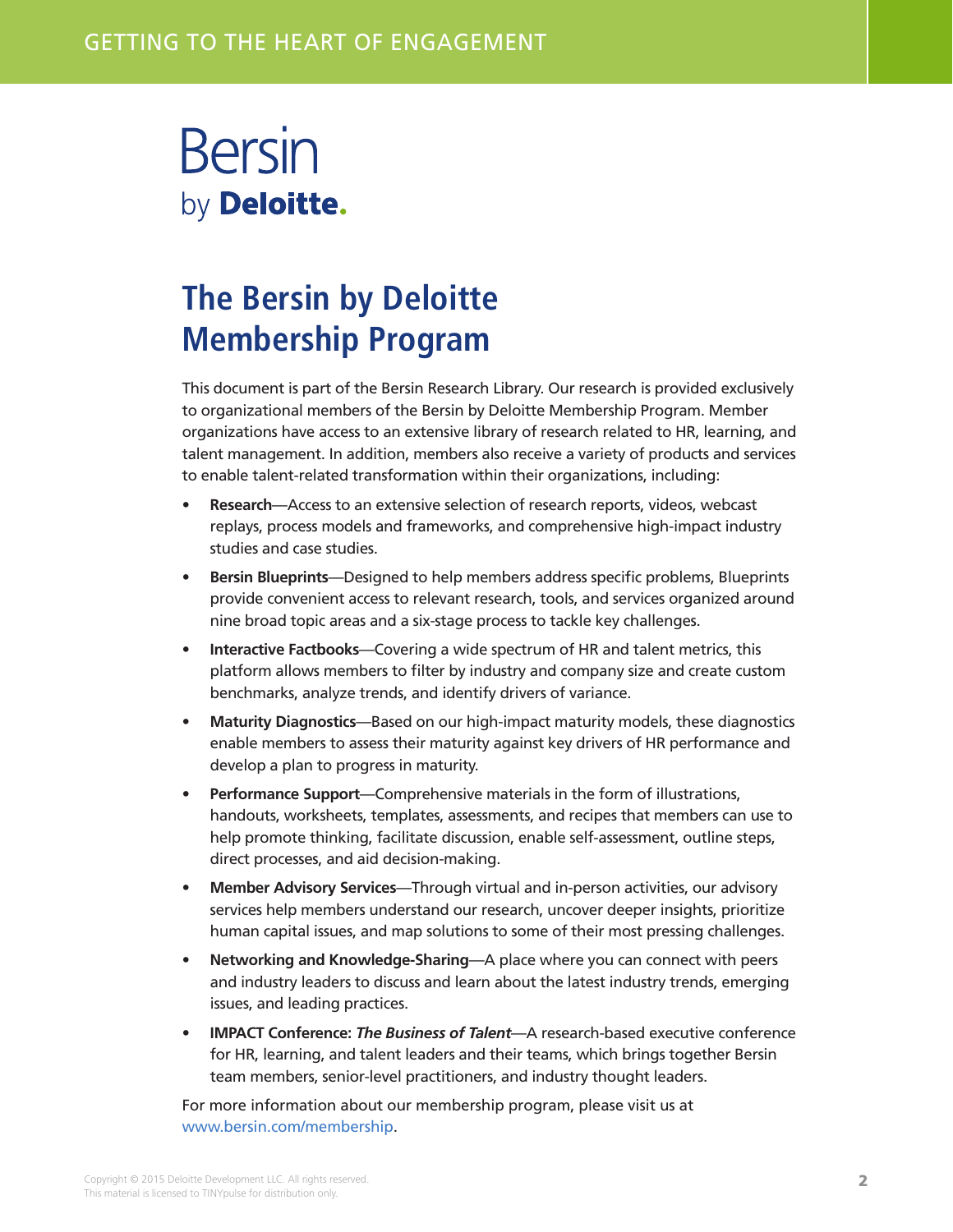Bersin
by **Deloitte.**

# The Bersin by Deloitte Membership Program

This document is part of the Bersin Research Library. Our research is provided exclusively to organizational members of the Bersin by Deloitte Membership Program. Member organizations have access to an extensive library of research related to HR, learning, and talent management. In addition, members also receive a variety of products and services to enable talent-related transformation within their organizations, including:

- **Research**—Access to an extensive selection of research reports, videos, webcast replays, process models and frameworks, and comprehensive high-impact industry studies and case studies.
- **Bersin Blueprints**—Designed to help members address specific problems, Blueprints provide convenient access to relevant research, tools, and services organized around nine broad topic areas and a six-stage process to tackle key challenges.
- **Interactive Factbooks**—Covering a wide spectrum of HR and talent metrics, this platform allows members to filter by industry and company size and create custom benchmarks, analyze trends, and identify drivers of variance.
- **Maturity Diagnostics**—Based on our high-impact maturity models, these diagnostics enable members to assess their maturity against key drivers of HR performance and develop a plan to progress in maturity.
- **Performance Support**—Comprehensive materials in the form of illustrations, handouts, worksheets, templates, assessments, and recipes that members can use to help promote thinking, facilitate discussion, enable self-assessment, outline steps, direct processes, and aid decision-making.
- **Member Advisory Services**—Through virtual and in-person activities, our advisory services help members understand our research, uncover deeper insights, prioritize human capital issues, and map solutions to some of their most pressing challenges.
- **Networking and Knowledge-Sharing**—A place where you can connect with peers and industry leaders to discuss and learn about the latest industry trends, emerging issues, and leading practices.
- **IMPACT Conference: *The Business of Talent***—A research-based executive conference for HR, learning, and talent leaders and their teams, which brings together Bersin team members, senior-level practitioners, and industry thought leaders.

For more information about our membership program, please visit us at www.bersin.com/membership.

Copyright © 2015 Deloitte Development LLC. All rights reserved.
This material is licensed to TINYpulse for distribution only.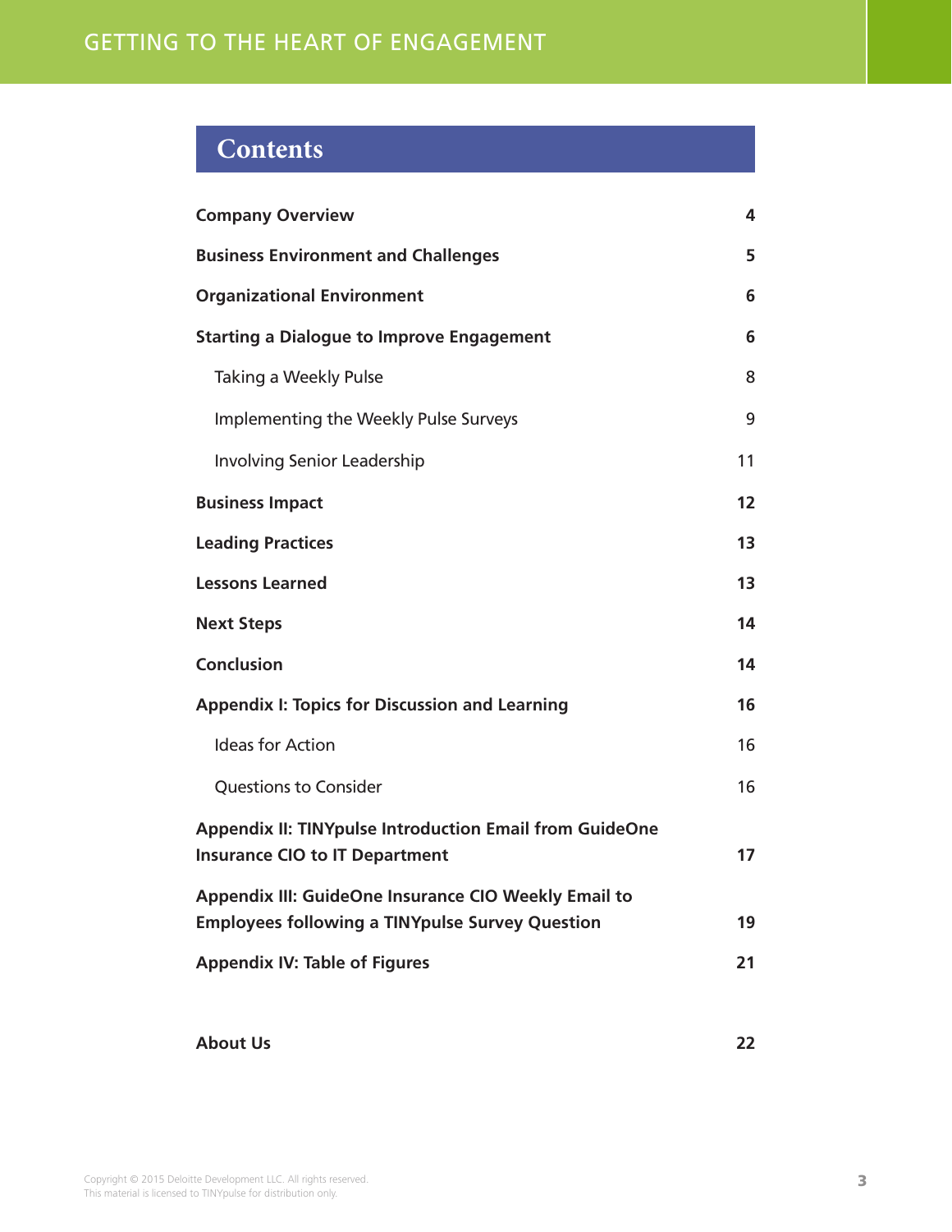# Contents

| | |
|---|---|
| **Company Overview** | **4** |
| **Business Environment and Challenges** | **5** |
| **Organizational Environment** | **6** |
| **Starting a Dialogue to Improve Engagement** | **6** |
| Taking a Weekly Pulse | 8 |
| Implementing the Weekly Pulse Surveys | 9 |
| Involving Senior Leadership | 11 |
| **Business Impact** | **12** |
| **Leading Practices** | **13** |
| **Lessons Learned** | **13** |
| **Next Steps** | **14** |
| **Conclusion** | **14** |
| **Appendix I: Topics for Discussion and Learning** | **16** |
| Ideas for Action | 16 |
| Questions to Consider | 16 |
| **Appendix II: TINYpulse Introduction Email from GuideOne Insurance CIO to IT Department** | **17** |
| **Appendix III: GuideOne Insurance CIO Weekly Email to Employees following a TINYpulse Survey Question** | **19** |
| **Appendix IV: Table of Figures** | **21** |
| **About Us** | **22** |

Copyright © 2015 Deloitte Development LLC. All rights reserved.
This material is licensed to TINYpulse for distribution only.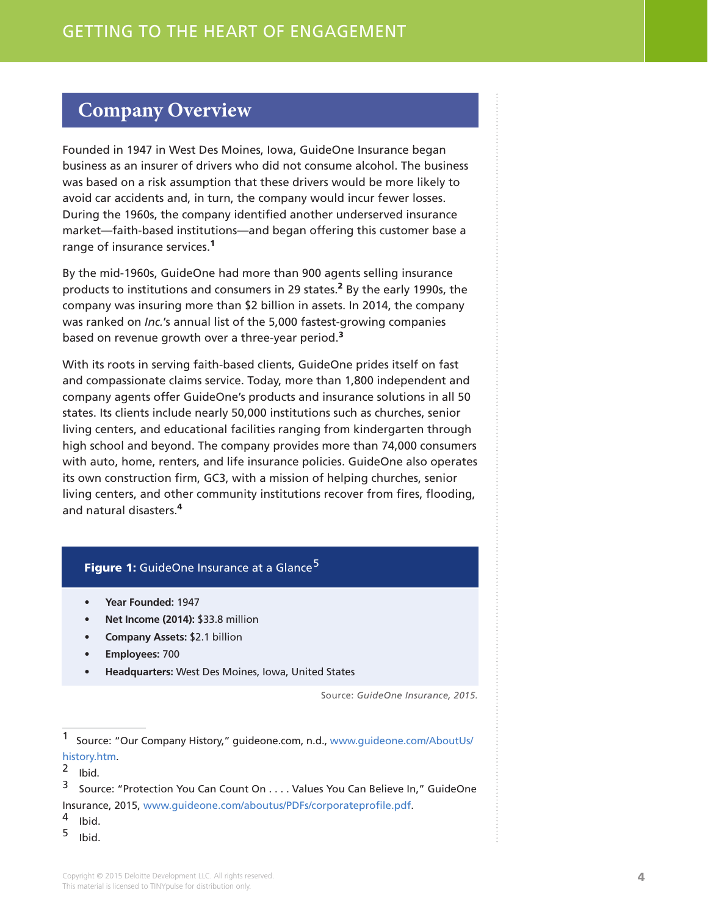## Company Overview

Founded in 1947 in West Des Moines, Iowa, GuideOne Insurance began business as an insurer of drivers who did not consume alcohol. The business was based on a risk assumption that these drivers would be more likely to avoid car accidents and, in turn, the company would incur fewer losses. During the 1960s, the company identified another underserved insurance market—faith-based institutions—and began offering this customer base a range of insurance services.[1]

By the mid-1960s, GuideOne had more than 900 agents selling insurance products to institutions and consumers in 29 states.[2] By the early 1990s, the company was insuring more than $2 billion in assets. In 2014, the company was ranked on *Inc.*'s annual list of the 5,000 fastest-growing companies based on revenue growth over a three-year period.[3]

With its roots in serving faith-based clients, GuideOne prides itself on fast and compassionate claims service. Today, more than 1,800 independent and company agents offer GuideOne's products and insurance solutions in all 50 states. Its clients include nearly 50,000 institutions such as churches, senior living centers, and educational facilities ranging from kindergarten through high school and beyond. The company provides more than 74,000 consumers with auto, home, renters, and life insurance policies. GuideOne also operates its own construction firm, GC3, with a mission of helping churches, senior living centers, and other community institutions recover from fires, flooding, and natural disasters.[4]

**Figure 1:** GuideOne Insurance at a Glance[5]

- **Year Founded:** 1947
- **Net Income (2014):** $33.8 million
- **Company Assets:** $2.1 billion
- **Employees:** 700
- **Headquarters:** West Des Moines, Iowa, United States

Source: *GuideOne Insurance, 2015.*

---

1 Source: "Our Company History," guideone.com, n.d., www.guideone.com/AboutUs/history.htm.

2 Ibid.

3 Source: "Protection You Can Count On . . . . Values You Can Believe In," GuideOne Insurance, 2015, www.guideone.com/aboutus/PDFs/corporateprofile.pdf.

4 Ibid.

5 Ibid.

Copyright © 2015 Deloitte Development LLC. All rights reserved.
This material is licensed to TINYpulse for distribution only.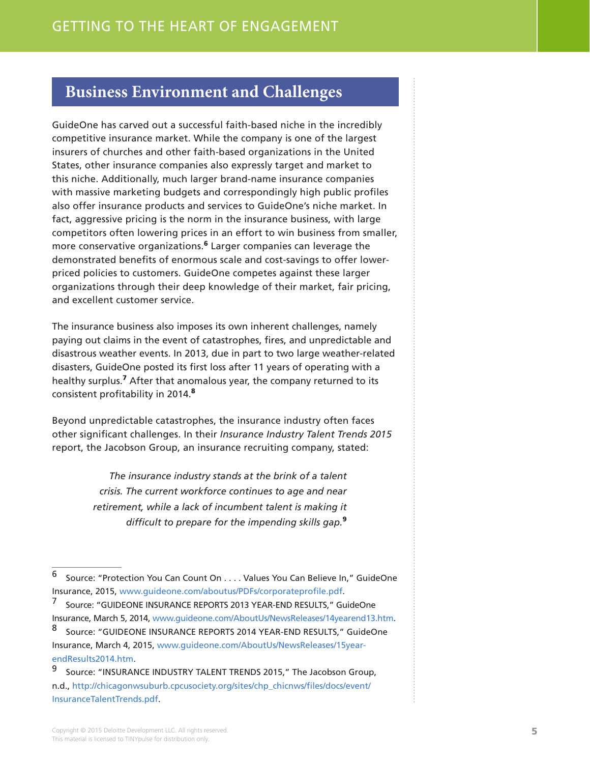## Business Environment and Challenges

GuideOne has carved out a successful faith-based niche in the incredibly competitive insurance market. While the company is one of the largest insurers of churches and other faith-based organizations in the United States, other insurance companies also expressly target and market to this niche. Additionally, much larger brand-name insurance companies with massive marketing budgets and correspondingly high public profiles also offer insurance products and services to GuideOne's niche market. In fact, aggressive pricing is the norm in the insurance business, with large competitors often lowering prices in an effort to win business from smaller, more conservative organizations.[6] Larger companies can leverage the demonstrated benefits of enormous scale and cost-savings to offer lower-priced policies to customers. GuideOne competes against these larger organizations through their deep knowledge of their market, fair pricing, and excellent customer service.

The insurance business also imposes its own inherent challenges, namely paying out claims in the event of catastrophes, fires, and unpredictable and disastrous weather events. In 2013, due in part to two large weather-related disasters, GuideOne posted its first loss after 11 years of operating with a healthy surplus.[7] After that anomalous year, the company returned to its consistent profitability in 2014.[8]

Beyond unpredictable catastrophes, the insurance industry often faces other significant challenges. In their *Insurance Industry Talent Trends 2015* report, the Jacobson Group, an insurance recruiting company, stated:

> *The insurance industry stands at the brink of a talent crisis. The current workforce continues to age and near retirement, while a lack of incumbent talent is making it difficult to prepare for the impending skills gap.*[9]

---

6 Source: "Protection You Can Count On . . . . Values You Can Believe In," GuideOne Insurance, 2015, www.guideone.com/aboutus/PDFs/corporateprofile.pdf.

7 Source: "GUIDEONE INSURANCE REPORTS 2013 YEAR-END RESULTS," GuideOne Insurance, March 5, 2014, www.guideone.com/AboutUs/NewsReleases/14yearend13.htm.

8 Source: "GUIDEONE INSURANCE REPORTS 2014 YEAR-END RESULTS," GuideOne Insurance, March 4, 2015, www.guideone.com/AboutUs/NewsReleases/15year-endResults2014.htm.

9 Source: "INSURANCE INDUSTRY TALENT TRENDS 2015," The Jacobson Group, n.d., http://chicagonwsuburb.cpcusociety.org/sites/chp_chicnws/files/docs/event/InsuranceTalentTrends.pdf.

Copyright © 2015 Deloitte Development LLC. All rights reserved.
This material is licensed to TINYpulse for distribution only.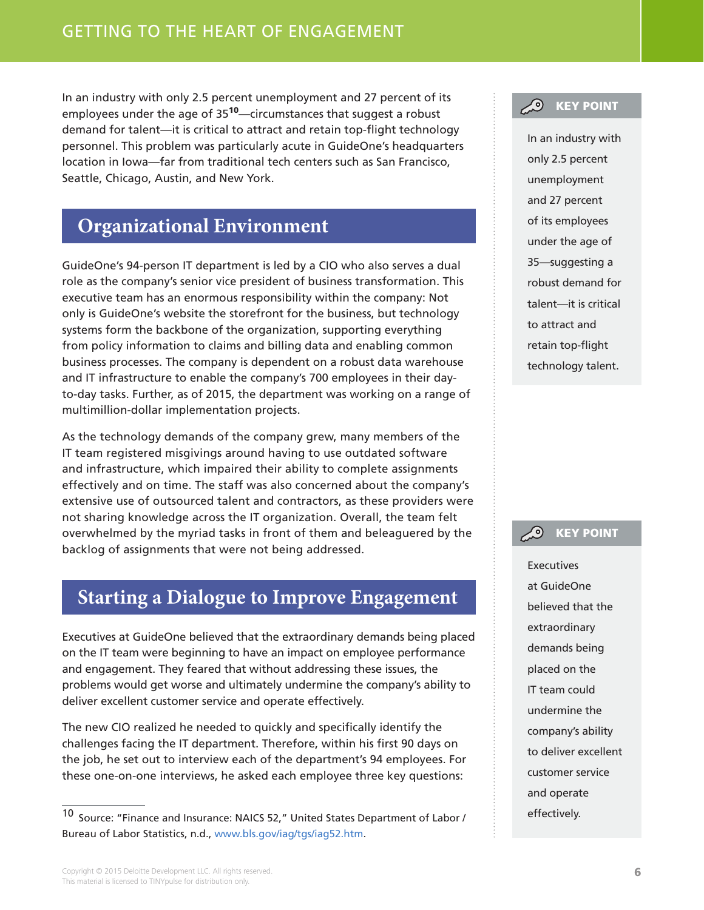In an industry with only 2.5 percent unemployment and 27 percent of its employees under the age of 35[10]—circumstances that suggest a robust demand for talent—it is critical to attract and retain top-flight technology personnel. This problem was particularly acute in GuideOne's headquarters location in Iowa—far from traditional tech centers such as San Francisco, Seattle, Chicago, Austin, and New York.

> **KEY POINT**
>
> In an industry with only 2.5 percent unemployment and 27 percent of its employees under the age of 35—suggesting a robust demand for talent—it is critical to attract and retain top-flight technology talent.

## Organizational Environment

GuideOne's 94-person IT department is led by a CIO who also serves a dual role as the company's senior vice president of business transformation. This executive team has an enormous responsibility within the company: Not only is GuideOne's website the storefront for the business, but technology systems form the backbone of the organization, supporting everything from policy information to claims and billing data and enabling common business processes. The company is dependent on a robust data warehouse and IT infrastructure to enable the company's 700 employees in their day-to-day tasks. Further, as of 2015, the department was working on a range of multimillion-dollar implementation projects.

As the technology demands of the company grew, many members of the IT team registered misgivings around having to use outdated software and infrastructure, which impaired their ability to complete assignments effectively and on time. The staff was also concerned about the company's extensive use of outsourced talent and contractors, as these providers were not sharing knowledge across the IT organization. Overall, the team felt overwhelmed by the myriad tasks in front of them and beleaguered by the backlog of assignments that were not being addressed.

## Starting a Dialogue to Improve Engagement

Executives at GuideOne believed that the extraordinary demands being placed on the IT team were beginning to have an impact on employee performance and engagement. They feared that without addressing these issues, the problems would get worse and ultimately undermine the company's ability to deliver excellent customer service and operate effectively.

> **KEY POINT**
>
> Executives at GuideOne believed that the extraordinary demands being placed on the IT team could undermine the company's ability to deliver excellent customer service and operate effectively.

The new CIO realized he needed to quickly and specifically identify the challenges facing the IT department. Therefore, within his first 90 days on the job, he set out to interview each of the department's 94 employees. For these one-on-one interviews, he asked each employee three key questions:

---

10 Source: "Finance and Insurance: NAICS 52," United States Department of Labor / Bureau of Labor Statistics, n.d., www.bls.gov/iag/tgs/iag52.htm.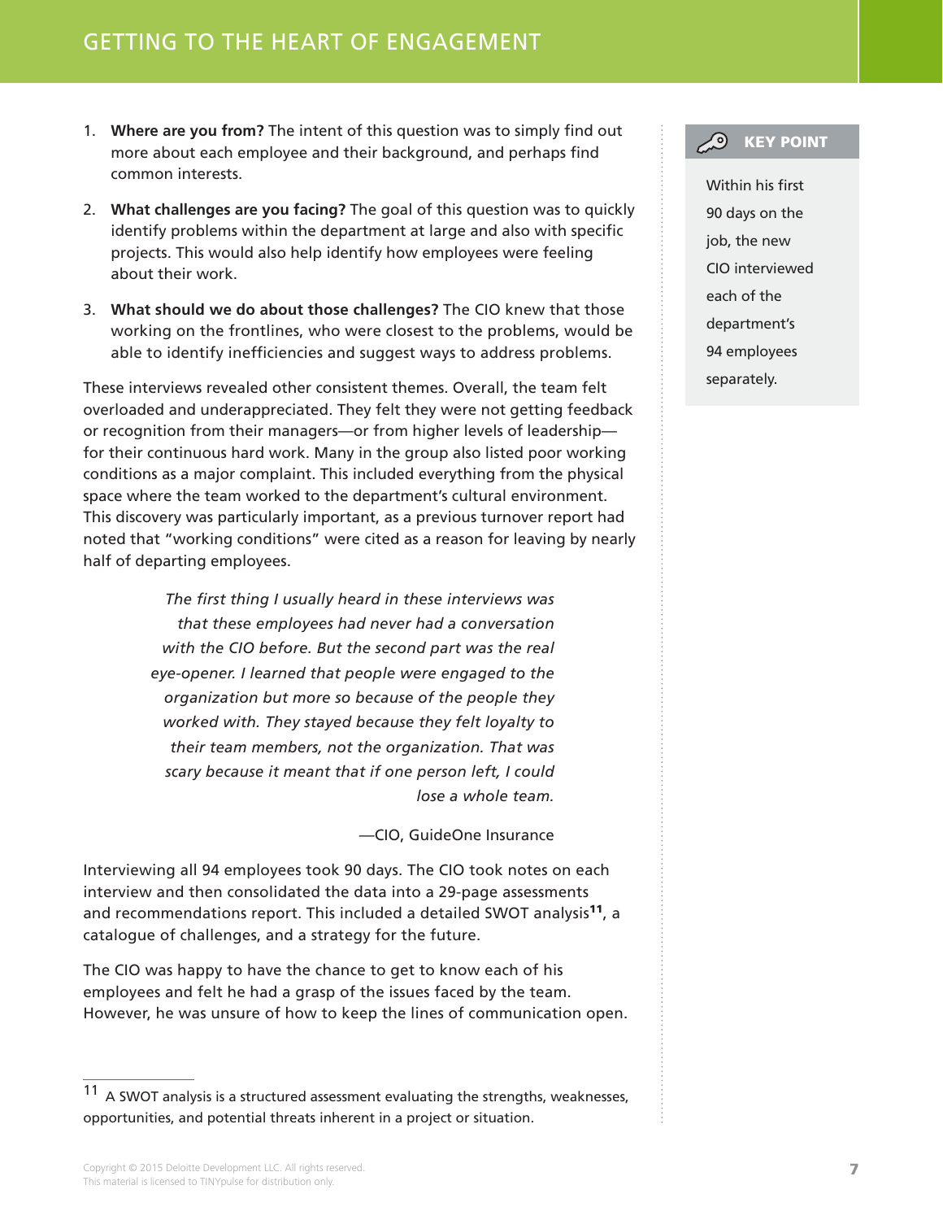1. **Where are you from?** The intent of this question was to simply find out more about each employee and their background, and perhaps find common interests.

2. **What challenges are you facing?** The goal of this question was to quickly identify problems within the department at large and also with specific projects. This would also help identify how employees were feeling about their work.

3. **What should we do about those challenges?** The CIO knew that those working on the frontlines, who were closest to the problems, would be able to identify inefficiencies and suggest ways to address problems.

These interviews revealed other consistent themes. Overall, the team felt overloaded and underappreciated. They felt they were not getting feedback or recognition from their managers—or from higher levels of leadership—for their continuous hard work. Many in the group also listed poor working conditions as a major complaint. This included everything from the physical space where the team worked to the department's cultural environment. This discovery was particularly important, as a previous turnover report had noted that "working conditions" were cited as a reason for leaving by nearly half of departing employees.

> *The first thing I usually heard in these interviews was that these employees had never had a conversation with the CIO before. But the second part was the real eye-opener. I learned that people were engaged to the organization but more so because of the people they worked with. They stayed because they felt loyalty to their team members, not the organization. That was scary because it meant that if one person left, I could lose a whole team.*
>
> —CIO, GuideOne Insurance

Interviewing all 94 employees took 90 days. The CIO took notes on each interview and then consolidated the data into a 29-page assessments and recommendations report. This included a detailed SWOT analysis[11], a catalogue of challenges, and a strategy for the future.

The CIO was happy to have the chance to get to know each of his employees and felt he had a grasp of the issues faced by the team. However, he was unsure of how to keep the lines of communication open.

**KEY POINT**

Within his first 90 days on the job, the new CIO interviewed each of the department's 94 employees separately.

[11] A SWOT analysis is a structured assessment evaluating the strengths, weaknesses, opportunities, and potential threats inherent in a project or situation.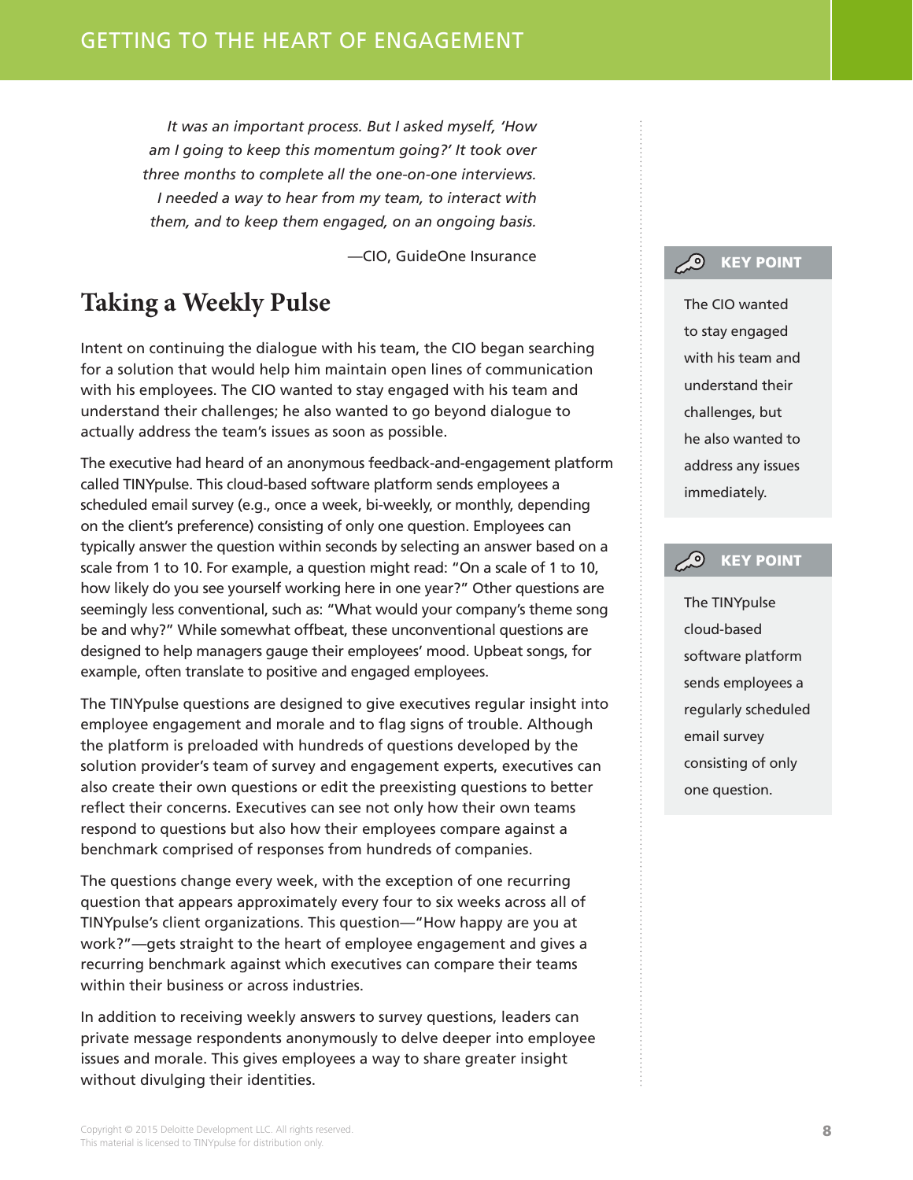*It was an important process. But I asked myself, 'How am I going to keep this momentum going?' It took over three months to complete all the one-on-one interviews. I needed a way to hear from my team, to interact with them, and to keep them engaged, on an ongoing basis.*

—CIO, GuideOne Insurance

## Taking a Weekly Pulse

Intent on continuing the dialogue with his team, the CIO began searching for a solution that would help him maintain open lines of communication with his employees. The CIO wanted to stay engaged with his team and understand their challenges; he also wanted to go beyond dialogue to actually address the team's issues as soon as possible.

The executive had heard of an anonymous feedback-and-engagement platform called TINYpulse. This cloud-based software platform sends employees a scheduled email survey (e.g., once a week, bi-weekly, or monthly, depending on the client's preference) consisting of only one question. Employees can typically answer the question within seconds by selecting an answer based on a scale from 1 to 10. For example, a question might read: "On a scale of 1 to 10, how likely do you see yourself working here in one year?" Other questions are seemingly less conventional, such as: "What would your company's theme song be and why?" While somewhat offbeat, these unconventional questions are designed to help managers gauge their employees' mood. Upbeat songs, for example, often translate to positive and engaged employees.

The TINYpulse questions are designed to give executives regular insight into employee engagement and morale and to flag signs of trouble. Although the platform is preloaded with hundreds of questions developed by the solution provider's team of survey and engagement experts, executives can also create their own questions or edit the preexisting questions to better reflect their concerns. Executives can see not only how their own teams respond to questions but also how their employees compare against a benchmark comprised of responses from hundreds of companies.

The questions change every week, with the exception of one recurring question that appears approximately every four to six weeks across all of TINYpulse's client organizations. This question—"How happy are you at work?"—gets straight to the heart of employee engagement and gives a recurring benchmark against which executives can compare their teams within their business or across industries.

In addition to receiving weekly answers to survey questions, leaders can private message respondents anonymously to delve deeper into employee issues and morale. This gives employees a way to share greater insight without divulging their identities.

**KEY POINT**

The CIO wanted to stay engaged with his team and understand their challenges, but he also wanted to address any issues immediately.

**KEY POINT**

The TINYpulse cloud-based software platform sends employees a regularly scheduled email survey consisting of only one question.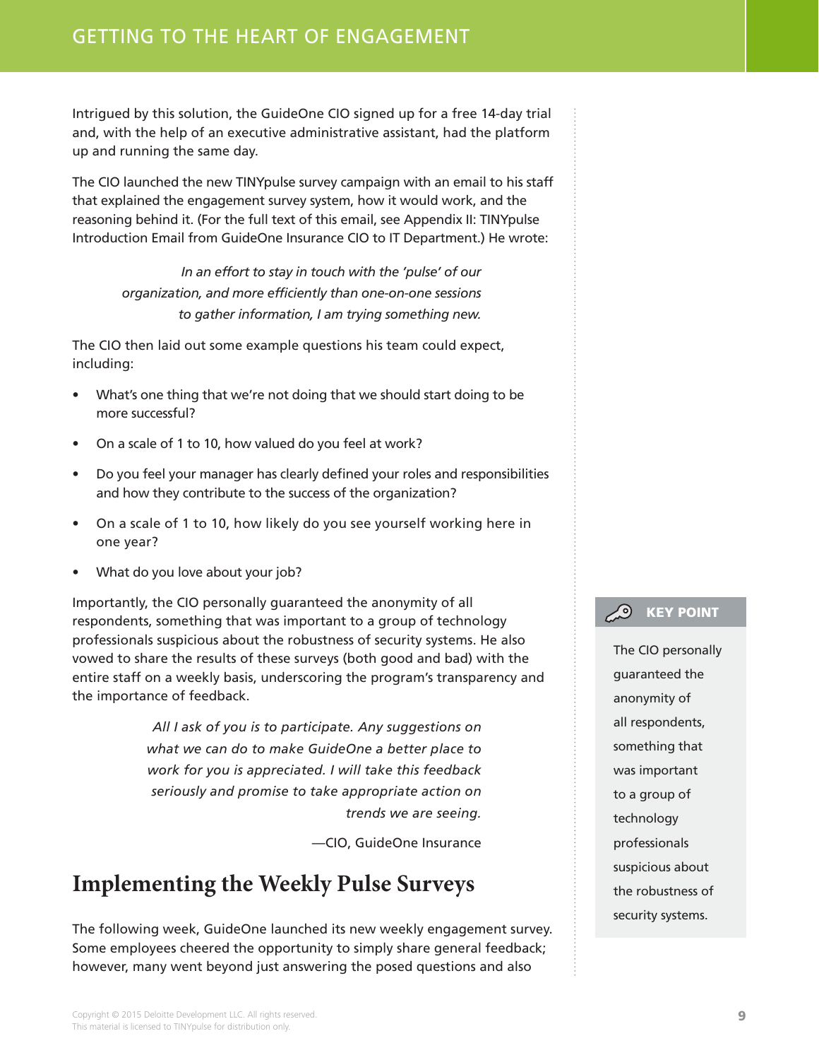Intrigued by this solution, the GuideOne CIO signed up for a free 14-day trial and, with the help of an executive administrative assistant, had the platform up and running the same day.

The CIO launched the new TINYpulse survey campaign with an email to his staff that explained the engagement survey system, how it would work, and the reasoning behind it. (For the full text of this email, see Appendix II: TINYpulse Introduction Email from GuideOne Insurance CIO to IT Department.) He wrote:

> *In an effort to stay in touch with the 'pulse' of our organization, and more efficiently than one-on-one sessions to gather information, I am trying something new.*

The CIO then laid out some example questions his team could expect, including:

- What's one thing that we're not doing that we should start doing to be more successful?
- On a scale of 1 to 10, how valued do you feel at work?
- Do you feel your manager has clearly defined your roles and responsibilities and how they contribute to the success of the organization?
- On a scale of 1 to 10, how likely do you see yourself working here in one year?
- What do you love about your job?

Importantly, the CIO personally guaranteed the anonymity of all respondents, something that was important to a group of technology professionals suspicious about the robustness of security systems. He also vowed to share the results of these surveys (both good and bad) with the entire staff on a weekly basis, underscoring the program's transparency and the importance of feedback.

> *All I ask of you is to participate. Any suggestions on what we can do to make GuideOne a better place to work for you is appreciated. I will take this feedback seriously and promise to take appropriate action on trends we are seeing.*
>
> —CIO, GuideOne Insurance

**KEY POINT**

The CIO personally guaranteed the anonymity of all respondents, something that was important to a group of technology professionals suspicious about the robustness of security systems.

## Implementing the Weekly Pulse Surveys

The following week, GuideOne launched its new weekly engagement survey. Some employees cheered the opportunity to simply share general feedback; however, many went beyond just answering the posed questions and also

Copyright © 2015 Deloitte Development LLC. All rights reserved.
This material is licensed to TINYpulse for distribution only.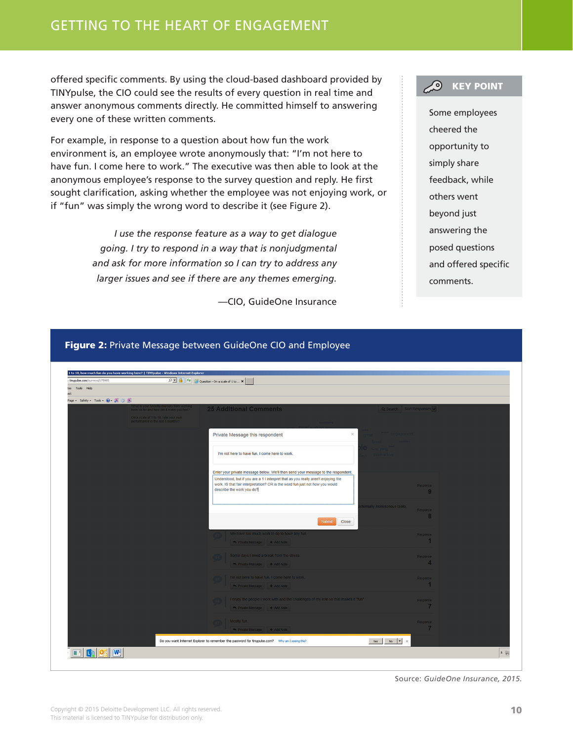offered specific comments. By using the cloud-based dashboard provided by TINYpulse, the CIO could see the results of every question in real time and answer anonymous comments directly. He committed himself to answering every one of these written comments.

For example, in response to a question about how fun the work environment is, an employee wrote anonymously that: "I'm not here to have fun. I come here to work." The executive was then able to look at the anonymous employee's response to the survey question and reply. He first sought clarification, asking whether the employee was not enjoying work, or if "fun" was simply the wrong word to describe it (see Figure 2).

> *I use the response feature as a way to get dialogue going. I try to respond in a way that is nonjudgmental and ask for more information so I can try to address any larger issues and see if there are any themes emerging.*
>
> —CIO, GuideOne Insurance

**KEY POINT**

Some employees cheered the opportunity to simply share feedback, while others went beyond just answering the posed questions and offered specific comments.

**Figure 2:** Private Message between GuideOne CIO and Employee

Source: *GuideOne Insurance, 2015.*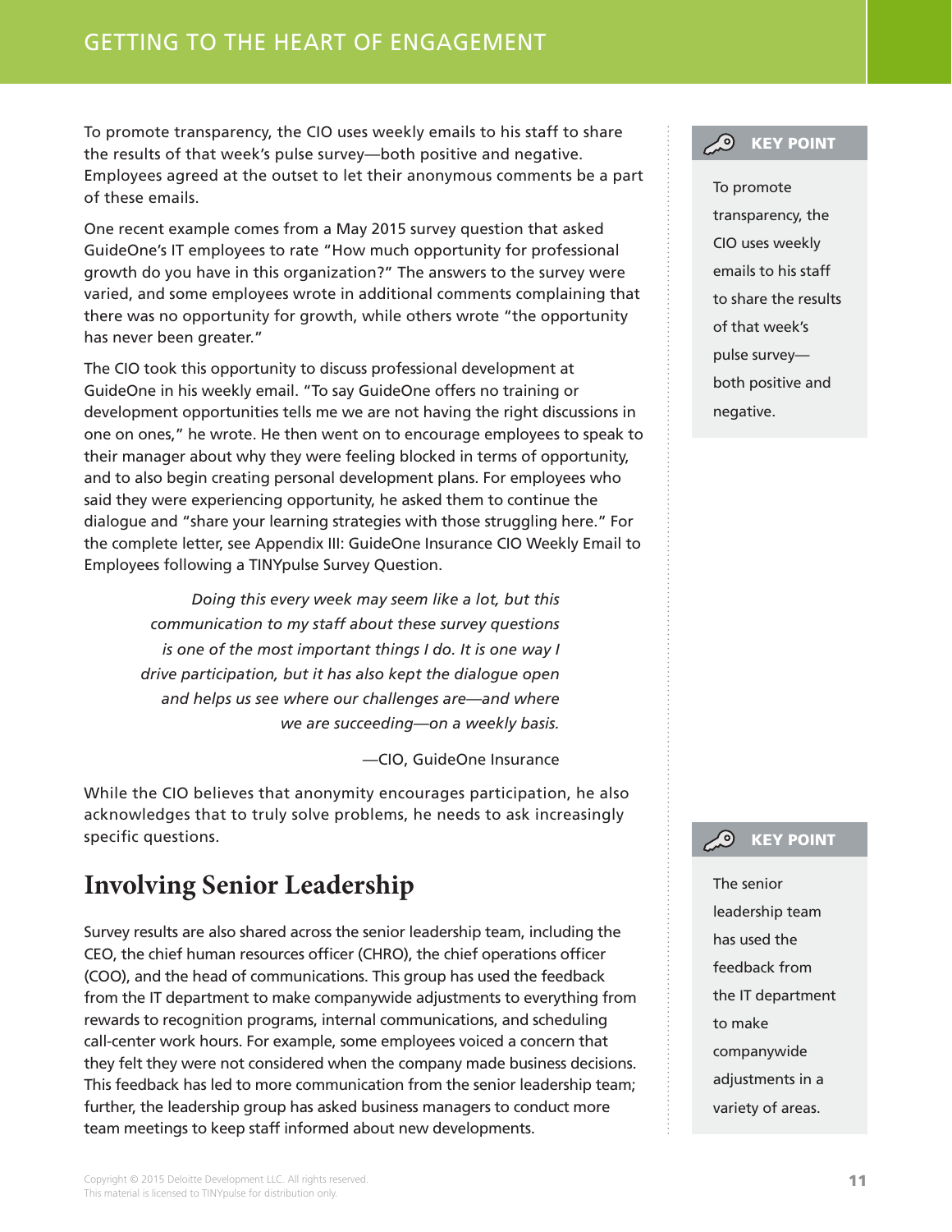To promote transparency, the CIO uses weekly emails to his staff to share the results of that week's pulse survey—both positive and negative. Employees agreed at the outset to let their anonymous comments be a part of these emails.

**KEY POINT**

To promote transparency, the CIO uses weekly emails to his staff to share the results of that week's pulse survey—both positive and negative.

One recent example comes from a May 2015 survey question that asked GuideOne's IT employees to rate "How much opportunity for professional growth do you have in this organization?" The answers to the survey were varied, and some employees wrote in additional comments complaining that there was no opportunity for growth, while others wrote "the opportunity has never been greater."

The CIO took this opportunity to discuss professional development at GuideOne in his weekly email. "To say GuideOne offers no training or development opportunities tells me we are not having the right discussions in one on ones," he wrote. He then went on to encourage employees to speak to their manager about why they were feeling blocked in terms of opportunity, and to also begin creating personal development plans. For employees who said they were experiencing opportunity, he asked them to continue the dialogue and "share your learning strategies with those struggling here." For the complete letter, see Appendix III: GuideOne Insurance CIO Weekly Email to Employees following a TINYpulse Survey Question.

> *Doing this every week may seem like a lot, but this communication to my staff about these survey questions is one of the most important things I do. It is one way I drive participation, but it has also kept the dialogue open and helps us see where our challenges are—and where we are succeeding—on a weekly basis.*
>
> —CIO, GuideOne Insurance

While the CIO believes that anonymity encourages participation, he also acknowledges that to truly solve problems, he needs to ask increasingly specific questions.

## Involving Senior Leadership

Survey results are also shared across the senior leadership team, including the CEO, the chief human resources officer (CHRO), the chief operations officer (COO), and the head of communications. This group has used the feedback from the IT department to make companywide adjustments to everything from rewards to recognition programs, internal communications, and scheduling call-center work hours. For example, some employees voiced a concern that they felt they were not considered when the company made business decisions. This feedback has led to more communication from the senior leadership team; further, the leadership group has asked business managers to conduct more team meetings to keep staff informed about new developments.

**KEY POINT**

The senior leadership team has used the feedback from the IT department to make companywide adjustments in a variety of areas.

Copyright © 2015 Deloitte Development LLC. All rights reserved.
This material is licensed to TINYpulse for distribution only.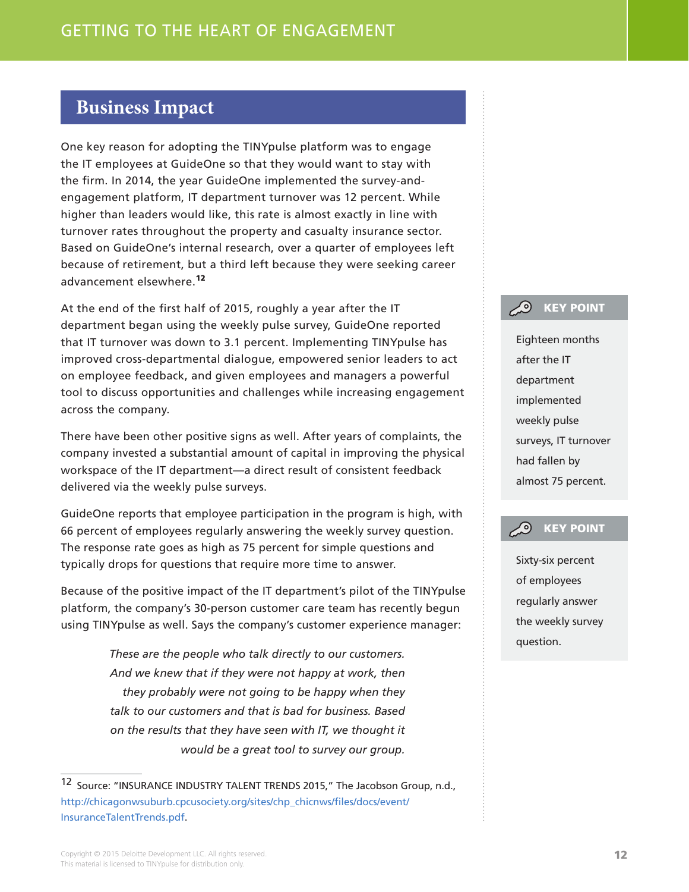## Business Impact

One key reason for adopting the TINYpulse platform was to engage the IT employees at GuideOne so that they would want to stay with the firm. In 2014, the year GuideOne implemented the survey-and-engagement platform, IT department turnover was 12 percent. While higher than leaders would like, this rate is almost exactly in line with turnover rates throughout the property and casualty insurance sector. Based on GuideOne's internal research, over a quarter of employees left because of retirement, but a third left because they were seeking career advancement elsewhere.[12]

At the end of the first half of 2015, roughly a year after the IT department began using the weekly pulse survey, GuideOne reported that IT turnover was down to 3.1 percent. Implementing TINYpulse has improved cross-departmental dialogue, empowered senior leaders to act on employee feedback, and given employees and managers a powerful tool to discuss opportunities and challenges while increasing engagement across the company.

There have been other positive signs as well. After years of complaints, the company invested a substantial amount of capital in improving the physical workspace of the IT department—a direct result of consistent feedback delivered via the weekly pulse surveys.

GuideOne reports that employee participation in the program is high, with 66 percent of employees regularly answering the weekly survey question. The response rate goes as high as 75 percent for simple questions and typically drops for questions that require more time to answer.

Because of the positive impact of the IT department's pilot of the TINYpulse platform, the company's 30-person customer care team has recently begun using TINYpulse as well. Says the company's customer experience manager:

> *These are the people who talk directly to our customers. And we knew that if they were not happy at work, then they probably were not going to be happy when they talk to our customers and that is bad for business. Based on the results that they have seen with IT, we thought it would be a great tool to survey our group.*

**KEY POINT**

Eighteen months after the IT department implemented weekly pulse surveys, IT turnover had fallen by almost 75 percent.

**KEY POINT**

Sixty-six percent of employees regularly answer the weekly survey question.

---

12 Source: "INSURANCE INDUSTRY TALENT TRENDS 2015," The Jacobson Group, n.d., http://chicagonwsuburb.cpcusociety.org/sites/chp_chicnws/files/docs/event/InsuranceTalentTrends.pdf.

Copyright © 2015 Deloitte Development LLC. All rights reserved.
This material is licensed to TINYpulse for distribution only.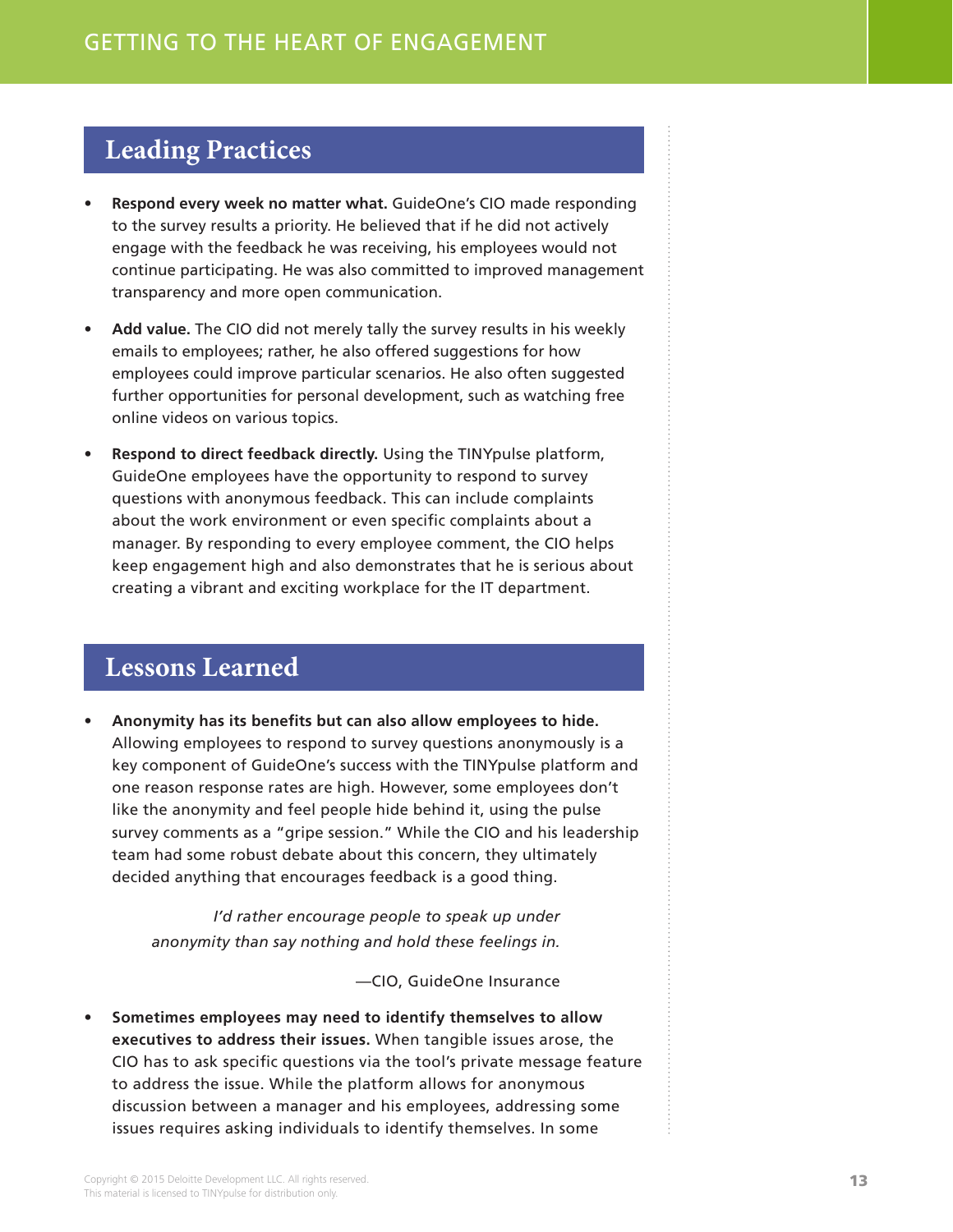## Leading Practices

- **Respond every week no matter what.** GuideOne's CIO made responding to the survey results a priority. He believed that if he did not actively engage with the feedback he was receiving, his employees would not continue participating. He was also committed to improved management transparency and more open communication.

- **Add value.** The CIO did not merely tally the survey results in his weekly emails to employees; rather, he also offered suggestions for how employees could improve particular scenarios. He also often suggested further opportunities for personal development, such as watching free online videos on various topics.

- **Respond to direct feedback directly.** Using the TINYpulse platform, GuideOne employees have the opportunity to respond to survey questions with anonymous feedback. This can include complaints about the work environment or even specific complaints about a manager. By responding to every employee comment, the CIO helps keep engagement high and also demonstrates that he is serious about creating a vibrant and exciting workplace for the IT department.

## Lessons Learned

- **Anonymity has its benefits but can also allow employees to hide.** Allowing employees to respond to survey questions anonymously is a key component of GuideOne's success with the TINYpulse platform and one reason response rates are high. However, some employees don't like the anonymity and feel people hide behind it, using the pulse survey comments as a "gripe session." While the CIO and his leadership team had some robust debate about this concern, they ultimately decided anything that encourages feedback is a good thing.

  > *I'd rather encourage people to speak up under anonymity than say nothing and hold these feelings in.*
  >
  > —CIO, GuideOne Insurance

- **Sometimes employees may need to identify themselves to allow executives to address their issues.** When tangible issues arose, the CIO has to ask specific questions via the tool's private message feature to address the issue. While the platform allows for anonymous discussion between a manager and his employees, addressing some issues requires asking individuals to identify themselves. In some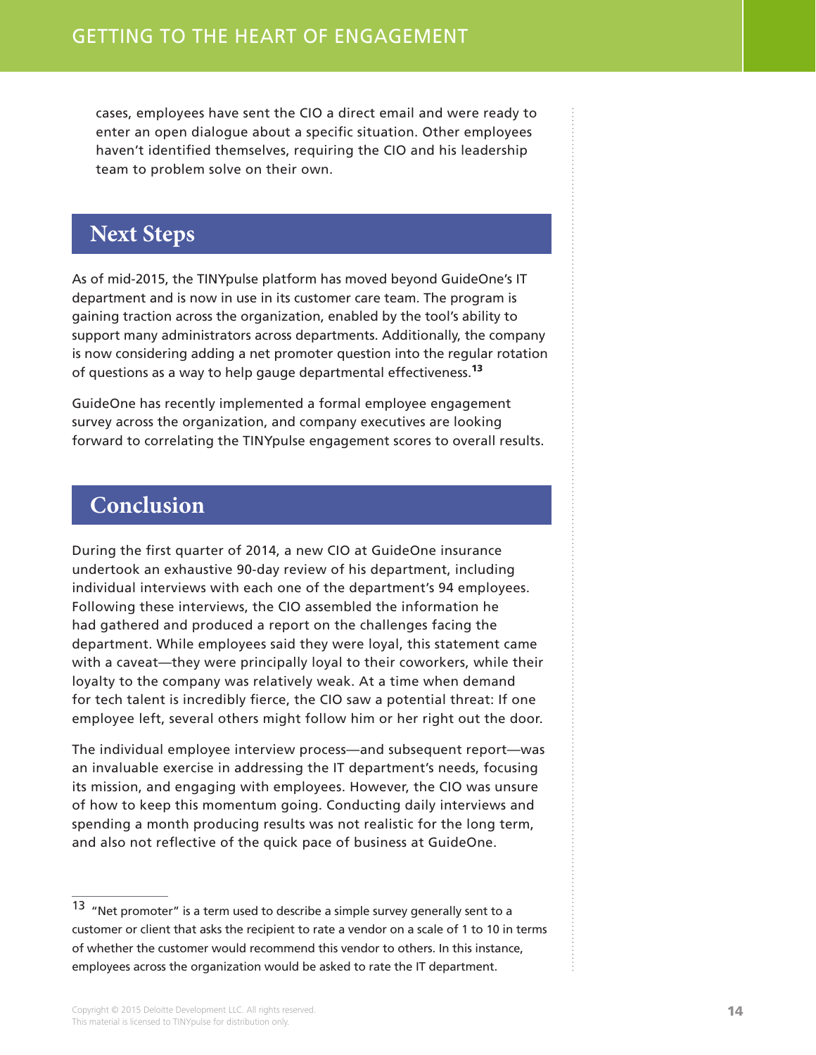cases, employees have sent the CIO a direct email and were ready to enter an open dialogue about a specific situation. Other employees haven't identified themselves, requiring the CIO and his leadership team to problem solve on their own.

## Next Steps

As of mid-2015, the TINYpulse platform has moved beyond GuideOne's IT department and is now in use in its customer care team. The program is gaining traction across the organization, enabled by the tool's ability to support many administrators across departments. Additionally, the company is now considering adding a net promoter question into the regular rotation of questions as a way to help gauge departmental effectiveness.[13]

GuideOne has recently implemented a formal employee engagement survey across the organization, and company executives are looking forward to correlating the TINYpulse engagement scores to overall results.

## Conclusion

During the first quarter of 2014, a new CIO at GuideOne insurance undertook an exhaustive 90-day review of his department, including individual interviews with each one of the department's 94 employees. Following these interviews, the CIO assembled the information he had gathered and produced a report on the challenges facing the department. While employees said they were loyal, this statement came with a caveat—they were principally loyal to their coworkers, while their loyalty to the company was relatively weak. At a time when demand for tech talent is incredibly fierce, the CIO saw a potential threat: If one employee left, several others might follow him or her right out the door.

The individual employee interview process—and subsequent report—was an invaluable exercise in addressing the IT department's needs, focusing its mission, and engaging with employees. However, the CIO was unsure of how to keep this momentum going. Conducting daily interviews and spending a month producing results was not realistic for the long term, and also not reflective of the quick pace of business at GuideOne.

---

[13] "Net promoter" is a term used to describe a simple survey generally sent to a customer or client that asks the recipient to rate a vendor on a scale of 1 to 10 in terms of whether the customer would recommend this vendor to others. In this instance, employees across the organization would be asked to rate the IT department.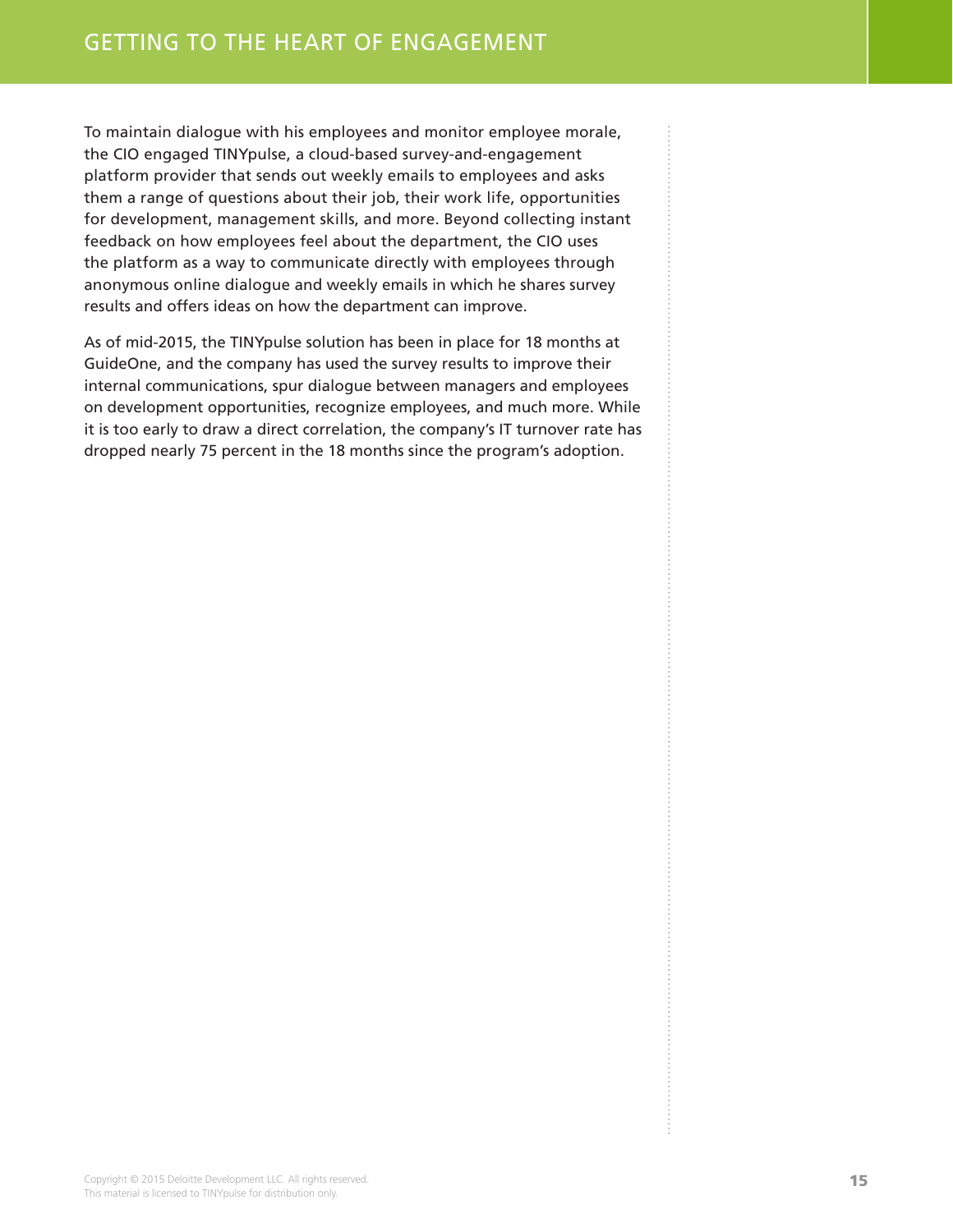To maintain dialogue with his employees and monitor employee morale, the CIO engaged TINYpulse, a cloud-based survey-and-engagement platform provider that sends out weekly emails to employees and asks them a range of questions about their job, their work life, opportunities for development, management skills, and more. Beyond collecting instant feedback on how employees feel about the department, the CIO uses the platform as a way to communicate directly with employees through anonymous online dialogue and weekly emails in which he shares survey results and offers ideas on how the department can improve.

As of mid-2015, the TINYpulse solution has been in place for 18 months at GuideOne, and the company has used the survey results to improve their internal communications, spur dialogue between managers and employees on development opportunities, recognize employees, and much more. While it is too early to draw a direct correlation, the company's IT turnover rate has dropped nearly 75 percent in the 18 months since the program's adoption.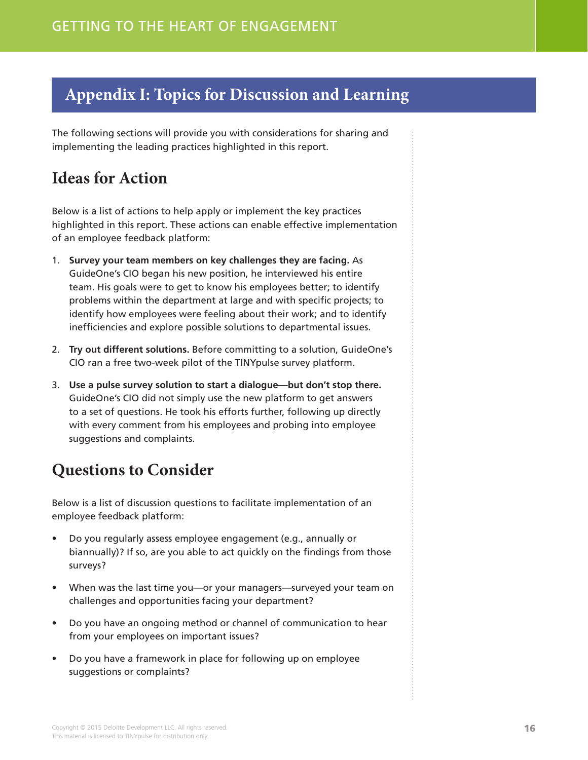# Appendix I: Topics for Discussion and Learning

The following sections will provide you with considerations for sharing and implementing the leading practices highlighted in this report.

## Ideas for Action

Below is a list of actions to help apply or implement the key practices highlighted in this report. These actions can enable effective implementation of an employee feedback platform:

1. **Survey your team members on key challenges they are facing.** As GuideOne's CIO began his new position, he interviewed his entire team. His goals were to get to know his employees better; to identify problems within the department at large and with specific projects; to identify how employees were feeling about their work; and to identify inefficiencies and explore possible solutions to departmental issues.
2. **Try out different solutions.** Before committing to a solution, GuideOne's CIO ran a free two-week pilot of the TINYpulse survey platform.
3. **Use a pulse survey solution to start a dialogue—but don't stop there.** GuideOne's CIO did not simply use the new platform to get answers to a set of questions. He took his efforts further, following up directly with every comment from his employees and probing into employee suggestions and complaints.

## Questions to Consider

Below is a list of discussion questions to facilitate implementation of an employee feedback platform:

- Do you regularly assess employee engagement (e.g., annually or biannually)? If so, are you able to act quickly on the findings from those surveys?
- When was the last time you—or your managers—surveyed your team on challenges and opportunities facing your department?
- Do you have an ongoing method or channel of communication to hear from your employees on important issues?
- Do you have a framework in place for following up on employee suggestions or complaints?

Copyright © 2015 Deloitte Development LLC. All rights reserved.
This material is licensed to TINYpulse for distribution only.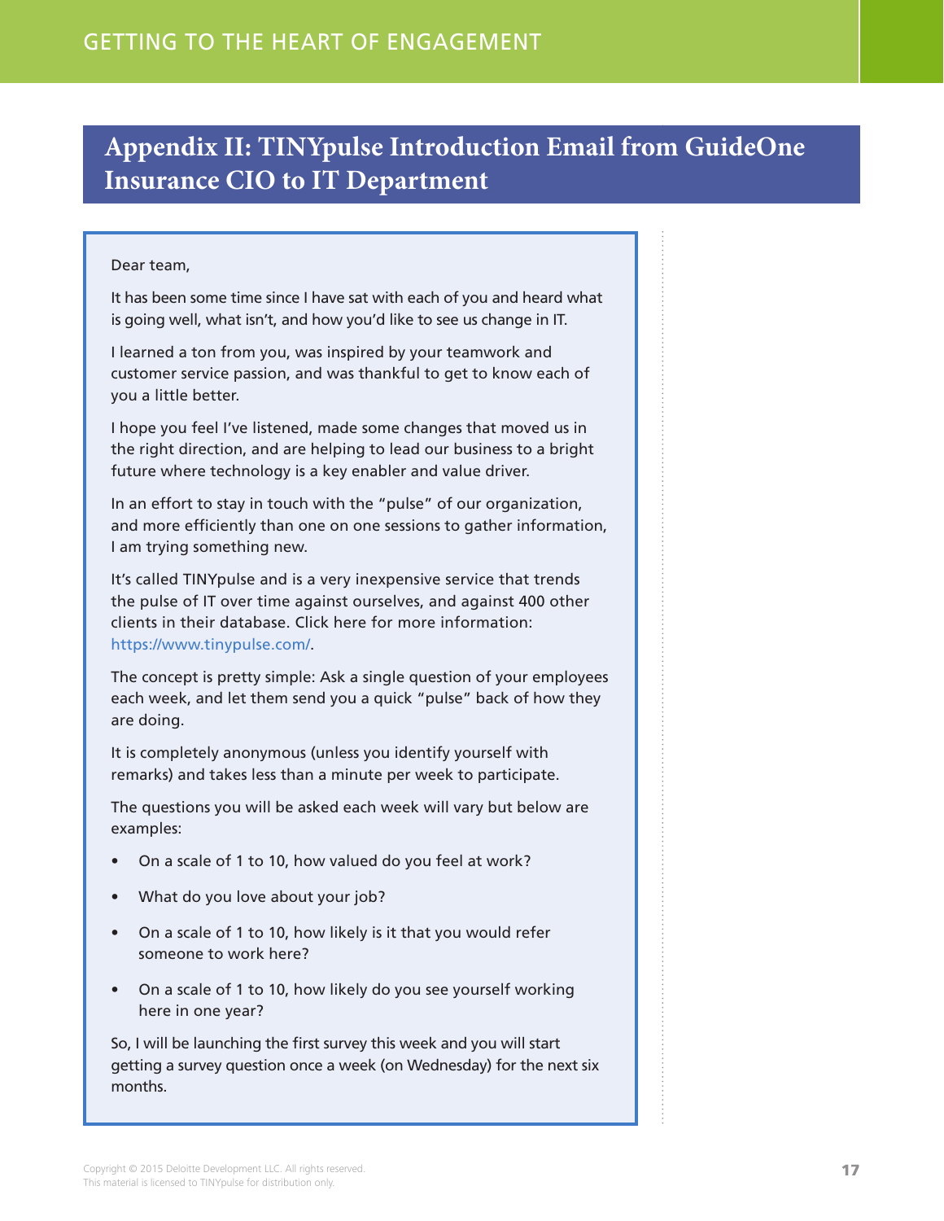## Appendix II: TINYpulse Introduction Email from GuideOne Insurance CIO to IT Department

Dear team,

It has been some time since I have sat with each of you and heard what is going well, what isn't, and how you'd like to see us change in IT.

I learned a ton from you, was inspired by your teamwork and customer service passion, and was thankful to get to know each of you a little better.

I hope you feel I've listened, made some changes that moved us in the right direction, and are helping to lead our business to a bright future where technology is a key enabler and value driver.

In an effort to stay in touch with the "pulse" of our organization, and more efficiently than one on one sessions to gather information, I am trying something new.

It's called TINYpulse and is a very inexpensive service that trends the pulse of IT over time against ourselves, and against 400 other clients in their database. Click here for more information: https://www.tinypulse.com/.

The concept is pretty simple: Ask a single question of your employees each week, and let them send you a quick "pulse" back of how they are doing.

It is completely anonymous (unless you identify yourself with remarks) and takes less than a minute per week to participate.

The questions you will be asked each week will vary but below are examples:

- On a scale of 1 to 10, how valued do you feel at work?
- What do you love about your job?
- On a scale of 1 to 10, how likely is it that you would refer someone to work here?
- On a scale of 1 to 10, how likely do you see yourself working here in one year?

So, I will be launching the first survey this week and you will start getting a survey question once a week (on Wednesday) for the next six months.

Copyright © 2015 Deloitte Development LLC. All rights reserved.
This material is licensed to TINYpulse for distribution only.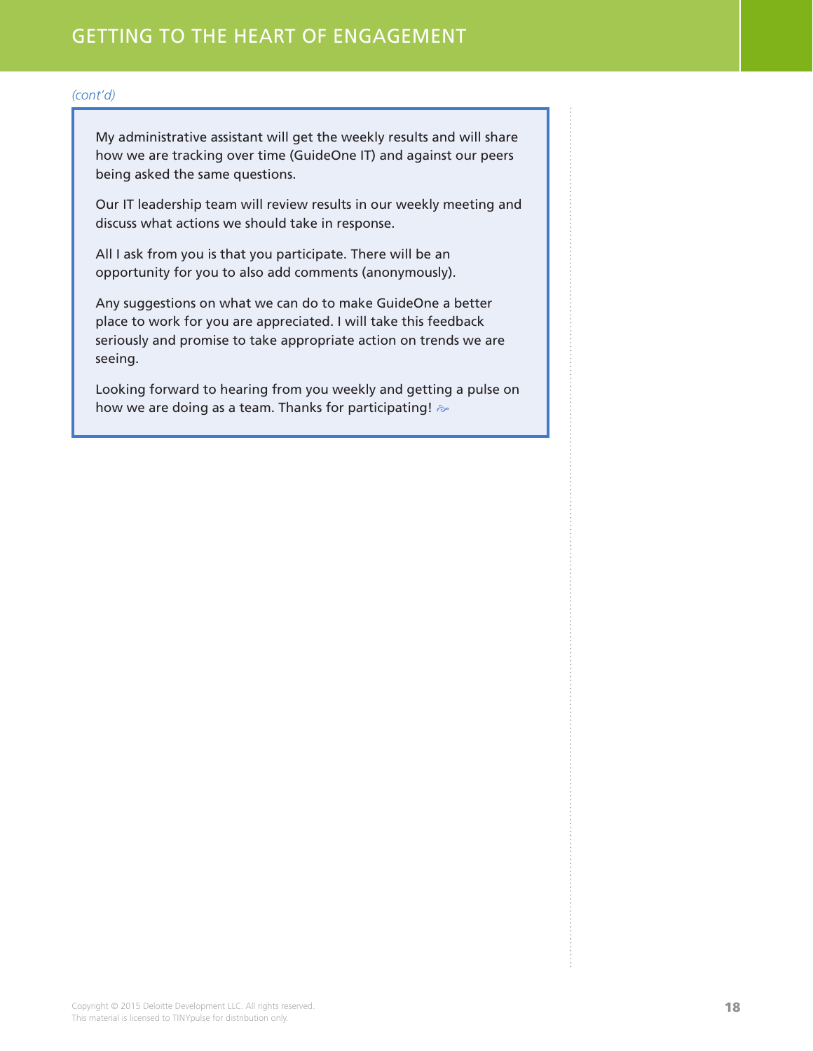*(cont'd)*

My administrative assistant will get the weekly results and will share how we are tracking over time (GuideOne IT) and against our peers being asked the same questions.

Our IT leadership team will review results in our weekly meeting and discuss what actions we should take in response.

All I ask from you is that you participate. There will be an opportunity for you to also add comments (anonymously).

Any suggestions on what we can do to make GuideOne a better place to work for you are appreciated. I will take this feedback seriously and promise to take appropriate action on trends we are seeing.

Looking forward to hearing from you weekly and getting a pulse on how we are doing as a team. Thanks for participating!

Copyright © 2015 Deloitte Development LLC. All rights reserved.
This material is licensed to TINYpulse for distribution only.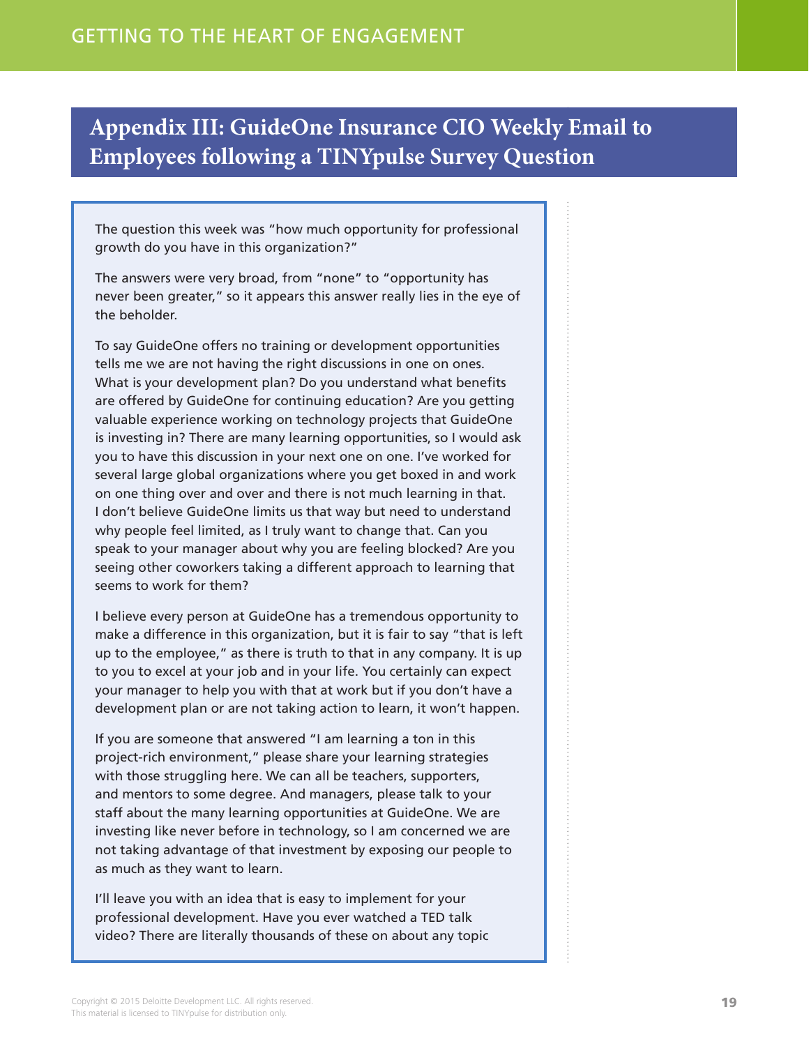## Appendix III: GuideOne Insurance CIO Weekly Email to Employees following a TINYpulse Survey Question

The question this week was "how much opportunity for professional growth do you have in this organization?"

The answers were very broad, from "none" to "opportunity has never been greater," so it appears this answer really lies in the eye of the beholder.

To say GuideOne offers no training or development opportunities tells me we are not having the right discussions in one on ones. What is your development plan? Do you understand what benefits are offered by GuideOne for continuing education? Are you getting valuable experience working on technology projects that GuideOne is investing in? There are many learning opportunities, so I would ask you to have this discussion in your next one on one. I've worked for several large global organizations where you get boxed in and work on one thing over and over and there is not much learning in that. I don't believe GuideOne limits us that way but need to understand why people feel limited, as I truly want to change that. Can you speak to your manager about why you are feeling blocked? Are you seeing other coworkers taking a different approach to learning that seems to work for them?

I believe every person at GuideOne has a tremendous opportunity to make a difference in this organization, but it is fair to say "that is left up to the employee," as there is truth to that in any company. It is up to you to excel at your job and in your life. You certainly can expect your manager to help you with that at work but if you don't have a development plan or are not taking action to learn, it won't happen.

If you are someone that answered "I am learning a ton in this project-rich environment," please share your learning strategies with those struggling here. We can all be teachers, supporters, and mentors to some degree. And managers, please talk to your staff about the many learning opportunities at GuideOne. We are investing like never before in technology, so I am concerned we are not taking advantage of that investment by exposing our people to as much as they want to learn.

I'll leave you with an idea that is easy to implement for your professional development. Have you ever watched a TED talk video? There are literally thousands of these on about any topic

Copyright © 2015 Deloitte Development LLC. All rights reserved.
This material is licensed to TINYpulse for distribution only.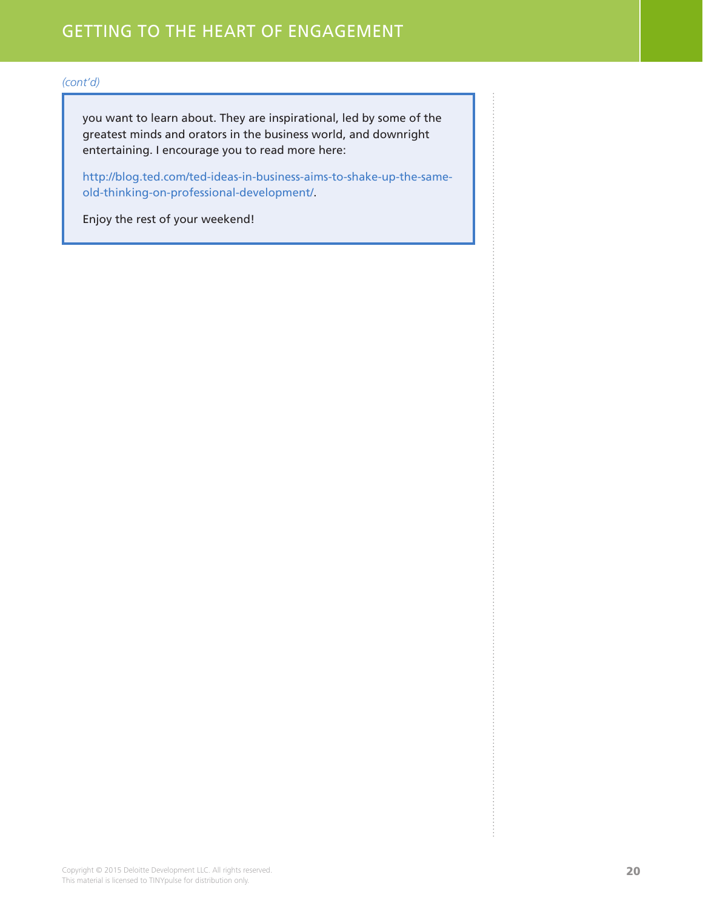*(cont'd)*

you want to learn about. They are inspirational, led by some of the greatest minds and orators in the business world, and downright entertaining. I encourage you to read more here:

http://blog.ted.com/ted-ideas-in-business-aims-to-shake-up-the-same-old-thinking-on-professional-development/.

Enjoy the rest of your weekend!

Copyright © 2015 Deloitte Development LLC. All rights reserved.
This material is licensed to TINYpulse for distribution only.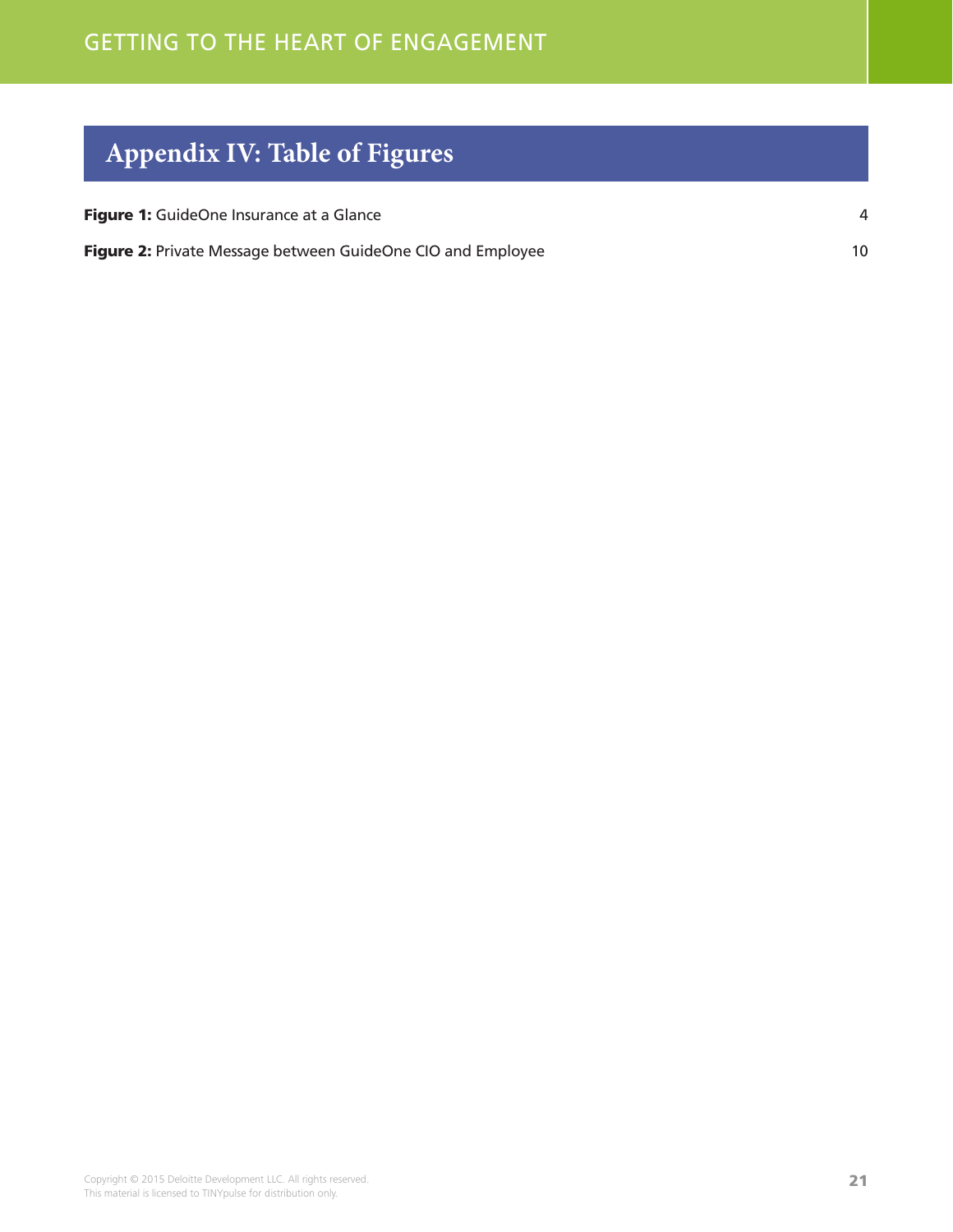## Appendix IV: Table of Figures

**Figure 1:** GuideOne Insurance at a Glance 4

**Figure 2:** Private Message between GuideOne CIO and Employee 10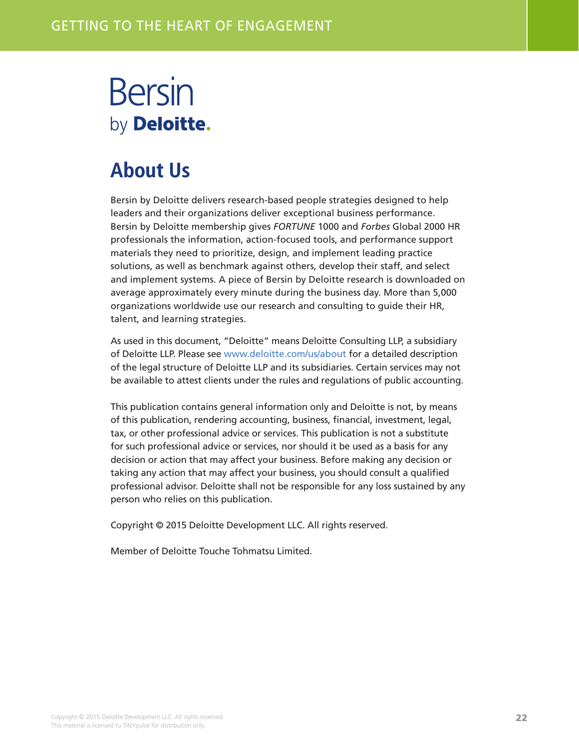Bersin
by **Deloitte.**

# About Us

Bersin by Deloitte delivers research-based people strategies designed to help leaders and their organizations deliver exceptional business performance. Bersin by Deloitte membership gives *FORTUNE* 1000 and *Forbes* Global 2000 HR professionals the information, action-focused tools, and performance support materials they need to prioritize, design, and implement leading practice solutions, as well as benchmark against others, develop their staff, and select and implement systems. A piece of Bersin by Deloitte research is downloaded on average approximately every minute during the business day. More than 5,000 organizations worldwide use our research and consulting to guide their HR, talent, and learning strategies.

As used in this document, "Deloitte" means Deloitte Consulting LLP, a subsidiary of Deloitte LLP. Please see www.deloitte.com/us/about for a detailed description of the legal structure of Deloitte LLP and its subsidiaries. Certain services may not be available to attest clients under the rules and regulations of public accounting.

This publication contains general information only and Deloitte is not, by means of this publication, rendering accounting, business, financial, investment, legal, tax, or other professional advice or services. This publication is not a substitute for such professional advice or services, nor should it be used as a basis for any decision or action that may affect your business. Before making any decision or taking any action that may affect your business, you should consult a qualified professional advisor. Deloitte shall not be responsible for any loss sustained by any person who relies on this publication.

Copyright © 2015 Deloitte Development LLC. All rights reserved.

Member of Deloitte Touche Tohmatsu Limited.